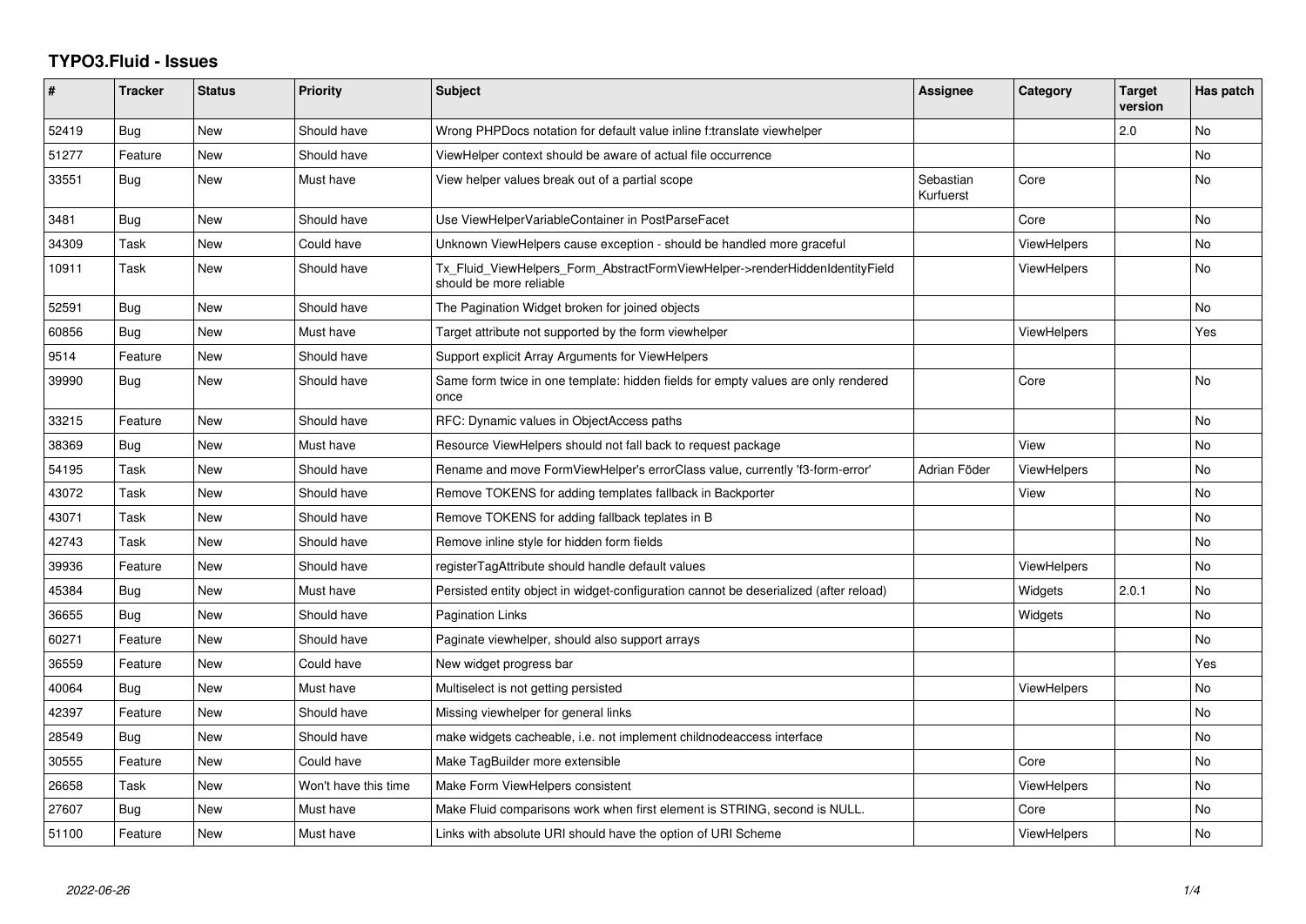# TYPO3.Fluid - Issues

| # | Tracker | Status | Priority | Subject | Assignee | Category | Target version | Has patch |
|---|---|---|---|---|---|---|---|---|
| 52419 | Bug | New | Should have | Wrong PHPDocs notation for default value inline f:translate viewhelper | | | 2.0 | No |
| 51277 | Feature | New | Should have | ViewHelper context should be aware of actual file occurrence | | | | No |
| 33551 | Bug | New | Must have | View helper values break out of a partial scope | Sebastian Kurfuerst | Core | | No |
| 3481 | Bug | New | Should have | Use ViewHelperVariableContainer in PostParseFacet | | Core | | No |
| 34309 | Task | New | Could have | Unknown ViewHelpers cause exception - should be handled more graceful | | ViewHelpers | | No |
| 10911 | Task | New | Should have | Tx_Fluid_ViewHelpers_Form_AbstractFormViewHelper->renderHiddenIdentityField should be more reliable | | ViewHelpers | | No |
| 52591 | Bug | New | Should have | The Pagination Widget broken for joined objects | | | | No |
| 60856 | Bug | New | Must have | Target attribute not supported by the form viewhelper | | ViewHelpers | | Yes |
| 9514 | Feature | New | Should have | Support explicit Array Arguments for ViewHelpers | | | | |
| 39990 | Bug | New | Should have | Same form twice in one template: hidden fields for empty values are only rendered once | | Core | | No |
| 33215 | Feature | New | Should have | RFC: Dynamic values in ObjectAccess paths | | | | No |
| 38369 | Bug | New | Must have | Resource ViewHelpers should not fall back to request package | | View | | No |
| 54195 | Task | New | Should have | Rename and move FormViewHelper's errorClass value, currently 'f3-form-error' | Adrian Föder | ViewHelpers | | No |
| 43072 | Task | New | Should have | Remove TOKENS for adding templates fallback in Backporter | | View | | No |
| 43071 | Task | New | Should have | Remove TOKENS for adding fallback teplates in B | | | | No |
| 42743 | Task | New | Should have | Remove inline style for hidden form fields | | | | No |
| 39936 | Feature | New | Should have | registerTagAttribute should handle default values | | ViewHelpers | | No |
| 45384 | Bug | New | Must have | Persisted entity object in widget-configuration cannot be deserialized (after reload) | | Widgets | 2.0.1 | No |
| 36655 | Bug | New | Should have | Pagination Links | | Widgets | | No |
| 60271 | Feature | New | Should have | Paginate viewhelper, should also support arrays | | | | No |
| 36559 | Feature | New | Could have | New widget progress bar | | | | Yes |
| 40064 | Bug | New | Must have | Multiselect is not getting persisted | | ViewHelpers | | No |
| 42397 | Feature | New | Should have | Missing viewhelper for general links | | | | No |
| 28549 | Bug | New | Should have | make widgets cacheable, i.e. not implement childnodeaccess interface | | | | No |
| 30555 | Feature | New | Could have | Make TagBuilder more extensible | | Core | | No |
| 26658 | Task | New | Won't have this time | Make Form ViewHelpers consistent | | ViewHelpers | | No |
| 27607 | Bug | New | Must have | Make Fluid comparisons work when first element is STRING, second is NULL. | | Core | | No |
| 51100 | Feature | New | Must have | Links with absolute URI should have the option of URI Scheme | | ViewHelpers | | No |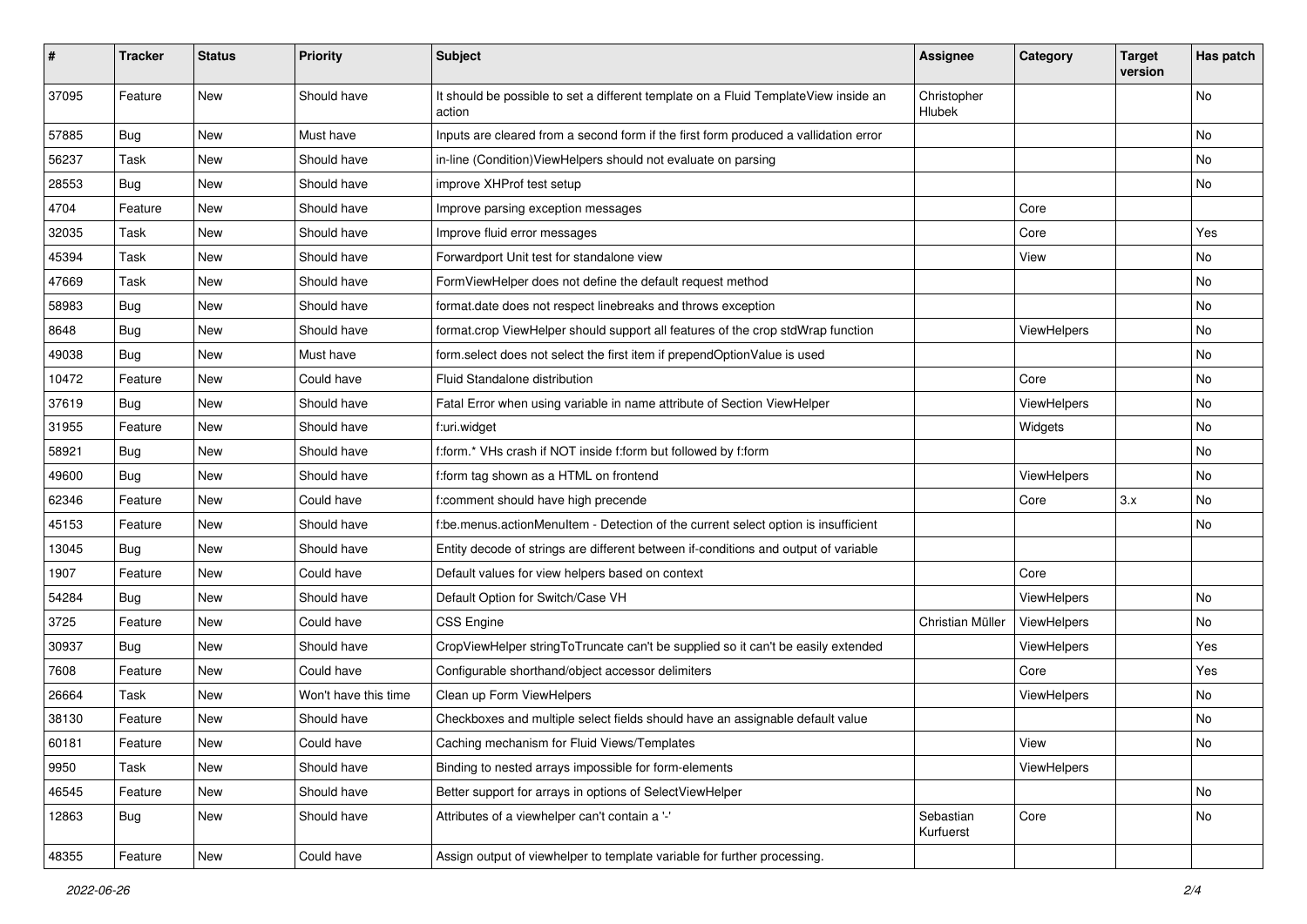| # | Tracker | Status | Priority | Subject | Assignee | Category | Target version | Has patch |
|---|---|---|---|---|---|---|---|---|
| 37095 | Feature | New | Should have | It should be possible to set a different template on a Fluid TemplateView inside an action | Christopher Hlubek | | | No |
| 57885 | Bug | New | Must have | Inputs are cleared from a second form if the first form produced a vallidation error | | | | No |
| 56237 | Task | New | Should have | in-line (Condition)ViewHelpers should not evaluate on parsing | | | | No |
| 28553 | Bug | New | Should have | improve XHProf test setup | | | | No |
| 4704 | Feature | New | Should have | Improve parsing exception messages | | Core | | |
| 32035 | Task | New | Should have | Improve fluid error messages | | Core | | Yes |
| 45394 | Task | New | Should have | Forwardport Unit test for standalone view | | View | | No |
| 47669 | Task | New | Should have | FormViewHelper does not define the default request method | | | | No |
| 58983 | Bug | New | Should have | format.date does not respect linebreaks and throws exception | | | | No |
| 8648 | Bug | New | Should have | format.crop ViewHelper should support all features of the crop stdWrap function | | ViewHelpers | | No |
| 49038 | Bug | New | Must have | form.select does not select the first item if prependOptionValue is used | | | | No |
| 10472 | Feature | New | Could have | Fluid Standalone distribution | | Core | | No |
| 37619 | Bug | New | Should have | Fatal Error when using variable in name attribute of Section ViewHelper | | ViewHelpers | | No |
| 31955 | Feature | New | Should have | f:uri.widget | | Widgets | | No |
| 58921 | Bug | New | Should have | f:form.* VHs crash if NOT inside f:form but followed by f:form | | | | No |
| 49600 | Bug | New | Should have | f:form tag shown as a HTML on frontend | | ViewHelpers | | No |
| 62346 | Feature | New | Could have | f:comment should have high precende | | Core | 3.x | No |
| 45153 | Feature | New | Should have | f:be.menus.actionMenuItem - Detection of the current select option is insufficient | | | | No |
| 13045 | Bug | New | Should have | Entity decode of strings are different between if-conditions and output of variable | | | | |
| 1907 | Feature | New | Could have | Default values for view helpers based on context | | Core | | |
| 54284 | Bug | New | Should have | Default Option for Switch/Case VH | | ViewHelpers | | No |
| 3725 | Feature | New | Could have | CSS Engine | Christian Müller | ViewHelpers | | No |
| 30937 | Bug | New | Should have | CropViewHelper stringToTruncate can't be supplied so it can't be easily extended | | ViewHelpers | | Yes |
| 7608 | Feature | New | Could have | Configurable shorthand/object accessor delimiters | | Core | | Yes |
| 26664 | Task | New | Won't have this time | Clean up Form ViewHelpers | | ViewHelpers | | No |
| 38130 | Feature | New | Should have | Checkboxes and multiple select fields should have an assignable default value | | | | No |
| 60181 | Feature | New | Could have | Caching mechanism for Fluid Views/Templates | | View | | No |
| 9950 | Task | New | Should have | Binding to nested arrays impossible for form-elements | | ViewHelpers | | |
| 46545 | Feature | New | Should have | Better support for arrays in options of SelectViewHelper | | | | No |
| 12863 | Bug | New | Should have | Attributes of a viewhelper can't contain a '-' | Sebastian Kurfuerst | Core | | No |
| 48355 | Feature | New | Could have | Assign output of viewhelper to template variable for further processing. | | | | |

2022-06-26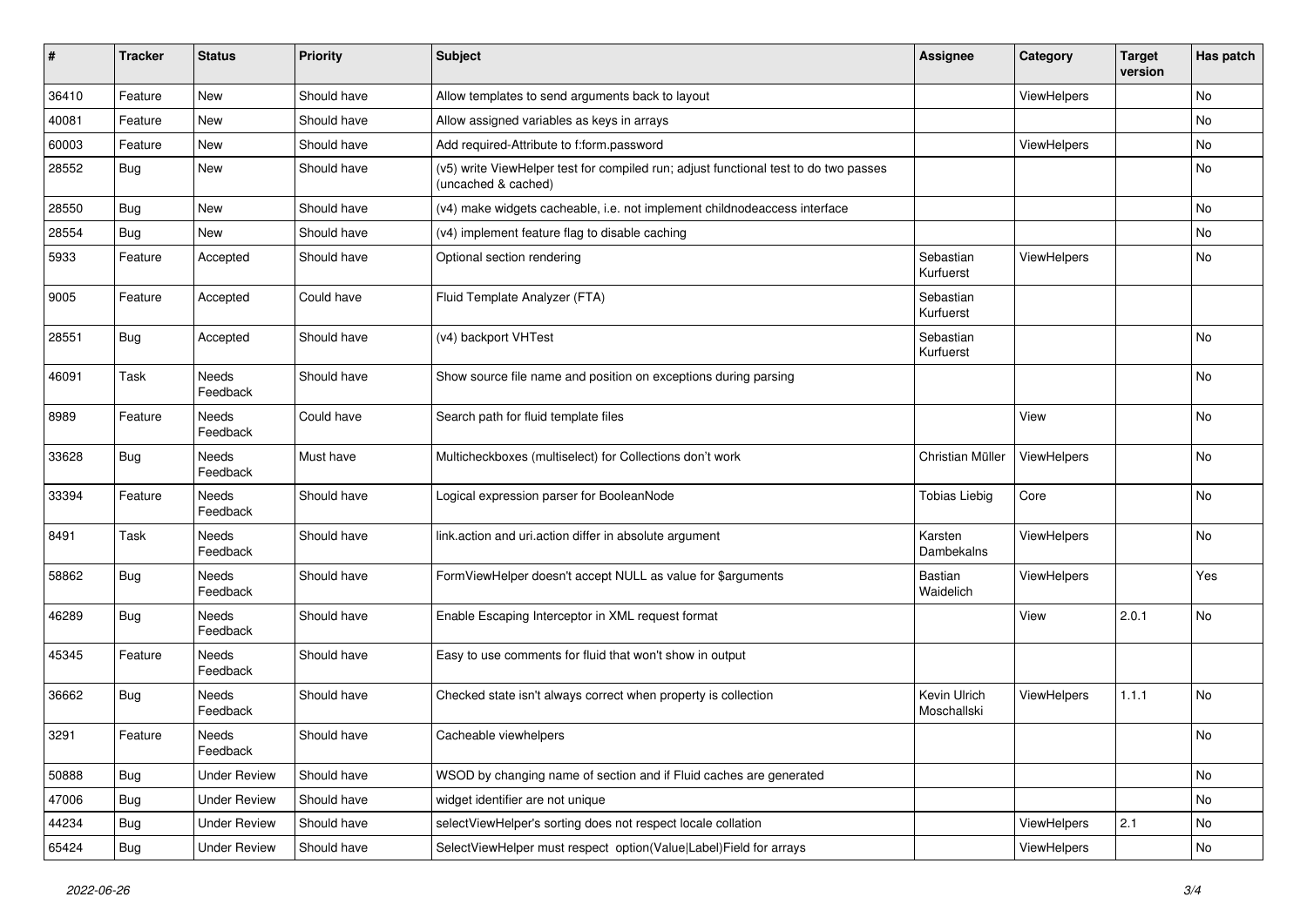| # | Tracker | Status | Priority | Subject | Assignee | Category | Target version | Has patch |
|---|---|---|---|---|---|---|---|---|
| 36410 | Feature | New | Should have | Allow templates to send arguments back to layout | | ViewHelpers | | No |
| 40081 | Feature | New | Should have | Allow assigned variables as keys in arrays | | | | No |
| 60003 | Feature | New | Should have | Add required-Attribute to f:form.password | | ViewHelpers | | No |
| 28552 | Bug | New | Should have | (v5) write ViewHelper test for compiled run; adjust functional test to do two passes (uncached & cached) | | | | No |
| 28550 | Bug | New | Should have | (v4) make widgets cacheable, i.e. not implement childnodeaccess interface | | | | No |
| 28554 | Bug | New | Should have | (v4) implement feature flag to disable caching | | | | No |
| 5933 | Feature | Accepted | Should have | Optional section rendering | Sebastian Kurfuerst | ViewHelpers | | No |
| 9005 | Feature | Accepted | Could have | Fluid Template Analyzer (FTA) | Sebastian Kurfuerst | | | |
| 28551 | Bug | Accepted | Should have | (v4) backport VHTest | Sebastian Kurfuerst | | | No |
| 46091 | Task | Needs Feedback | Should have | Show source file name and position on exceptions during parsing | | | | No |
| 8989 | Feature | Needs Feedback | Could have | Search path for fluid template files | | View | | No |
| 33628 | Bug | Needs Feedback | Must have | Multicheckboxes (multiselect) for Collections don't work | Christian Müller | ViewHelpers | | No |
| 33394 | Feature | Needs Feedback | Should have | Logical expression parser for BooleanNode | Tobias Liebig | Core | | No |
| 8491 | Task | Needs Feedback | Should have | link.action and uri.action differ in absolute argument | Karsten Dambekalns | ViewHelpers | | No |
| 58862 | Bug | Needs Feedback | Should have | FormViewHelper doesn't accept NULL as value for $arguments | Bastian Waidelich | ViewHelpers | | Yes |
| 46289 | Bug | Needs Feedback | Should have | Enable Escaping Interceptor in XML request format | | View | 2.0.1 | No |
| 45345 | Feature | Needs Feedback | Should have | Easy to use comments for fluid that won't show in output | | | | |
| 36662 | Bug | Needs Feedback | Should have | Checked state isn't always correct when property is collection | Kevin Ulrich Moschallski | ViewHelpers | 1.1.1 | No |
| 3291 | Feature | Needs Feedback | Should have | Cacheable viewhelpers | | | | No |
| 50888 | Bug | Under Review | Should have | WSOD by changing name of section and if Fluid caches are generated | | | | No |
| 47006 | Bug | Under Review | Should have | widget identifier are not unique | | | | No |
| 44234 | Bug | Under Review | Should have | selectViewHelper's sorting does not respect locale collation | | ViewHelpers | 2.1 | No |
| 65424 | Bug | Under Review | Should have | SelectViewHelper must respect option(Value\|Label)Field for arrays | | ViewHelpers | | No |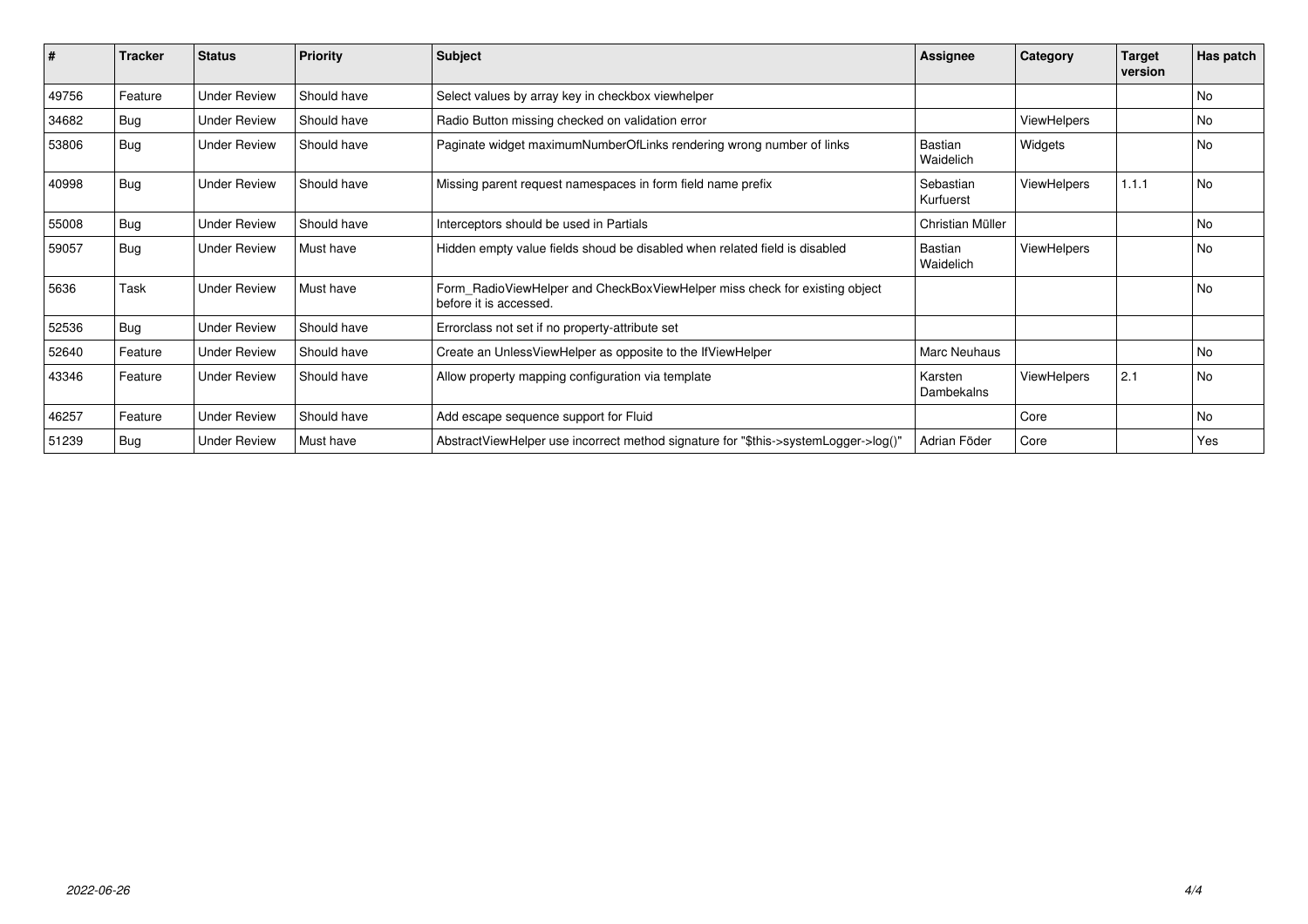| # | Tracker | Status | Priority | Subject | Assignee | Category | Target version | Has patch |
|---|---|---|---|---|---|---|---|---|
| 49756 | Feature | Under Review | Should have | Select values by array key in checkbox viewhelper | | | | No |
| 34682 | Bug | Under Review | Should have | Radio Button missing checked on validation error | | ViewHelpers | | No |
| 53806 | Bug | Under Review | Should have | Paginate widget maximumNumberOfLinks rendering wrong number of links | Bastian Waidelich | Widgets | | No |
| 40998 | Bug | Under Review | Should have | Missing parent request namespaces in form field name prefix | Sebastian Kurfuerst | ViewHelpers | 1.1.1 | No |
| 55008 | Bug | Under Review | Should have | Interceptors should be used in Partials | Christian Müller | | | No |
| 59057 | Bug | Under Review | Must have | Hidden empty value fields shoud be disabled when related field is disabled | Bastian Waidelich | ViewHelpers | | No |
| 5636 | Task | Under Review | Must have | Form_RadioViewHelper and CheckBoxViewHelper miss check for existing object before it is accessed. | | | | No |
| 52536 | Bug | Under Review | Should have | Errorclass not set if no property-attribute set | | | | |
| 52640 | Feature | Under Review | Should have | Create an UnlessViewHelper as opposite to the IfViewHelper | Marc Neuhaus | | | No |
| 43346 | Feature | Under Review | Should have | Allow property mapping configuration via template | Karsten Dambekalns | ViewHelpers | 2.1 | No |
| 46257 | Feature | Under Review | Should have | Add escape sequence support for Fluid | | Core | | No |
| 51239 | Bug | Under Review | Must have | AbstractViewHelper use incorrect method signature for "$this->systemLogger->log()" | Adrian Föder | Core | | Yes |

*2022-06-26*